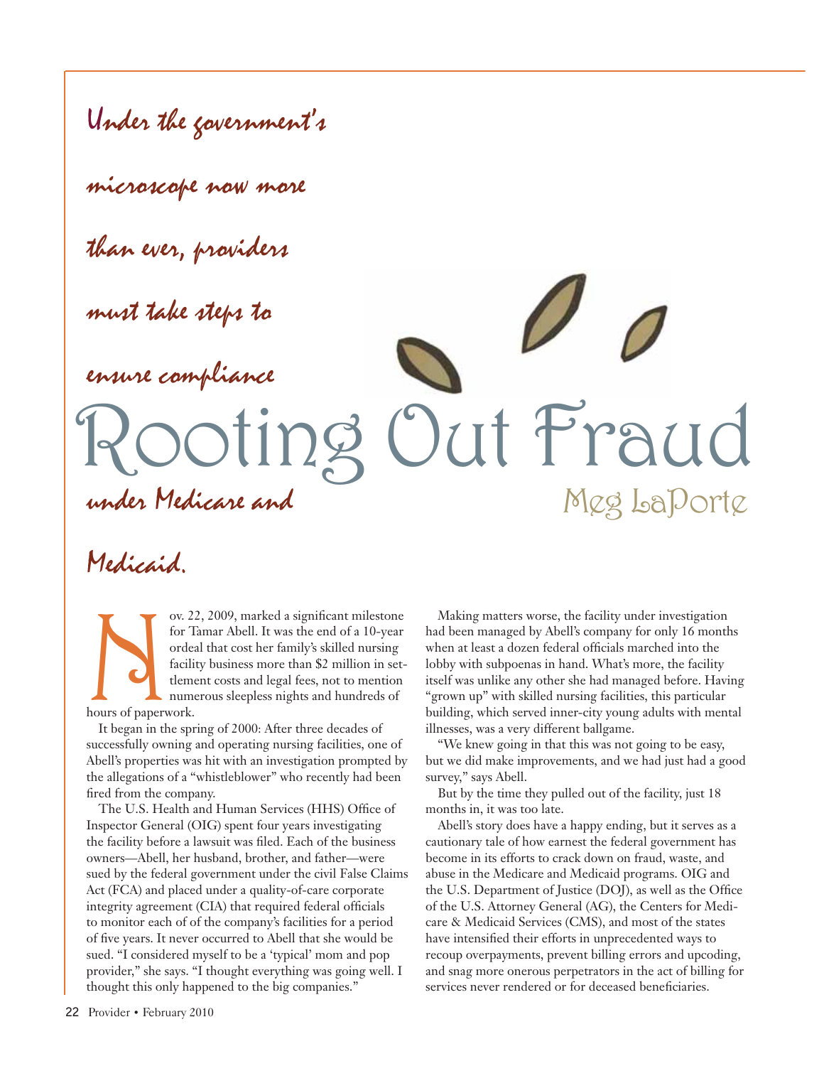# Rooting Out Fraud

*Under the government's microscope now more than ever, providers must take steps to ensure compliance under Medicare and Medicaid.*

Meg LaPorte

Nov. 22, 2009, marked a significant milestone for Tamar Abell. It was the end of a 10-year ordeal that cost her family's skilled nursing facility business more than $2 million in settlement costs and legal fees, not to mention numerous sleepless nights and hundreds of hours of paperwork.

It began in the spring of 2000: After three decades of successfully owning and operating nursing facilities, one of Abell's properties was hit with an investigation prompted by the allegations of a "whistleblower" who recently had been fired from the company.

The U.S. Health and Human Services (HHS) Office of Inspector General (OIG) spent four years investigating the facility before a lawsuit was filed. Each of the business owners—Abell, her husband, brother, and father—were sued by the federal government under the civil False Claims Act (FCA) and placed under a quality-of-care corporate integrity agreement (CIA) that required federal officials to monitor each of of the company's facilities for a period of five years. It never occurred to Abell that she would be sued. "I considered myself to be a 'typical' mom and pop provider," she says. "I thought everything was going well. I thought this only happened to the big companies."

Making matters worse, the facility under investigation had been managed by Abell's company for only 16 months when at least a dozen federal officials marched into the lobby with subpoenas in hand. What's more, the facility itself was unlike any other she had managed before. Having "grown up" with skilled nursing facilities, this particular building, which served inner-city young adults with mental illnesses, was a very different ballgame.

"We knew going in that this was not going to be easy, but we did make improvements, and we had just had a good survey," says Abell.

But by the time they pulled out of the facility, just 18 months in, it was too late.

Abell's story does have a happy ending, but it serves as a cautionary tale of how earnest the federal government has become in its efforts to crack down on fraud, waste, and abuse in the Medicare and Medicaid programs. OIG and the U.S. Department of Justice (DOJ), as well as the Office of the U.S. Attorney General (AG), the Centers for Medicare & Medicaid Services (CMS), and most of the states have intensified their efforts in unprecedented ways to recoup overpayments, prevent billing errors and upcoding, and snag more onerous perpetrators in the act of billing for services never rendered or for deceased beneficiaries.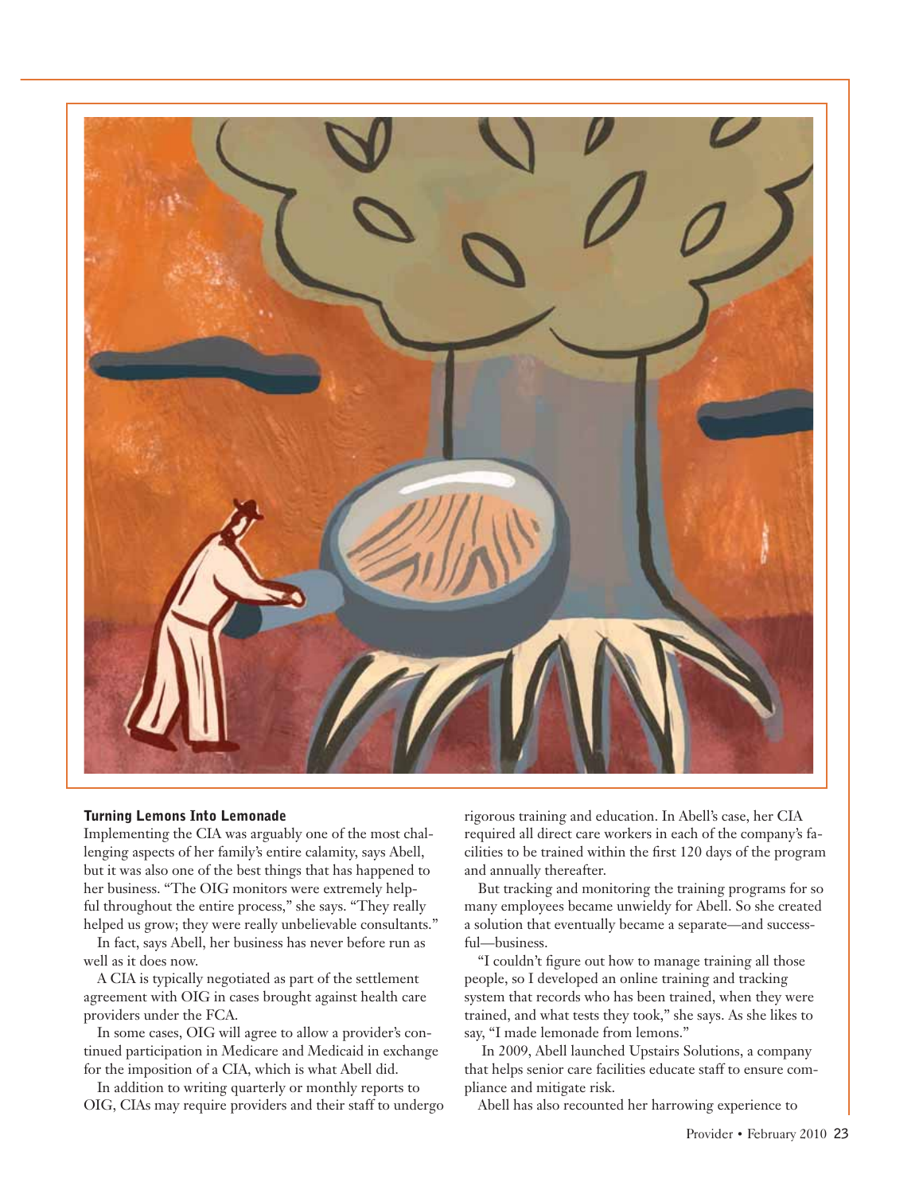## Turning Lemons Into Lemonade

Implementing the CIA was arguably one of the most challenging aspects of her family's entire calamity, says Abell, but it was also one of the best things that has happened to her business. "The OIG monitors were extremely helpful throughout the entire process," she says. "They really helped us grow; they were really unbelievable consultants."

In fact, says Abell, her business has never before run as well as it does now.

A CIA is typically negotiated as part of the settlement agreement with OIG in cases brought against health care providers under the FCA.

In some cases, OIG will agree to allow a provider's continued participation in Medicare and Medicaid in exchange for the imposition of a CIA, which is what Abell did.

In addition to writing quarterly or monthly reports to OIG, CIAs may require providers and their staff to undergo rigorous training and education. In Abell's case, her CIA required all direct care workers in each of the company's facilities to be trained within the first 120 days of the program and annually thereafter.

But tracking and monitoring the training programs for so many employees became unwieldy for Abell. So she created a solution that eventually became a separate—and successful—business.

"I couldn't figure out how to manage training all those people, so I developed an online training and tracking system that records who has been trained, when they were trained, and what tests they took," she says. As she likes to say, "I made lemonade from lemons."

In 2009, Abell launched Upstairs Solutions, a company that helps senior care facilities educate staff to ensure compliance and mitigate risk.

Abell has also recounted her harrowing experience to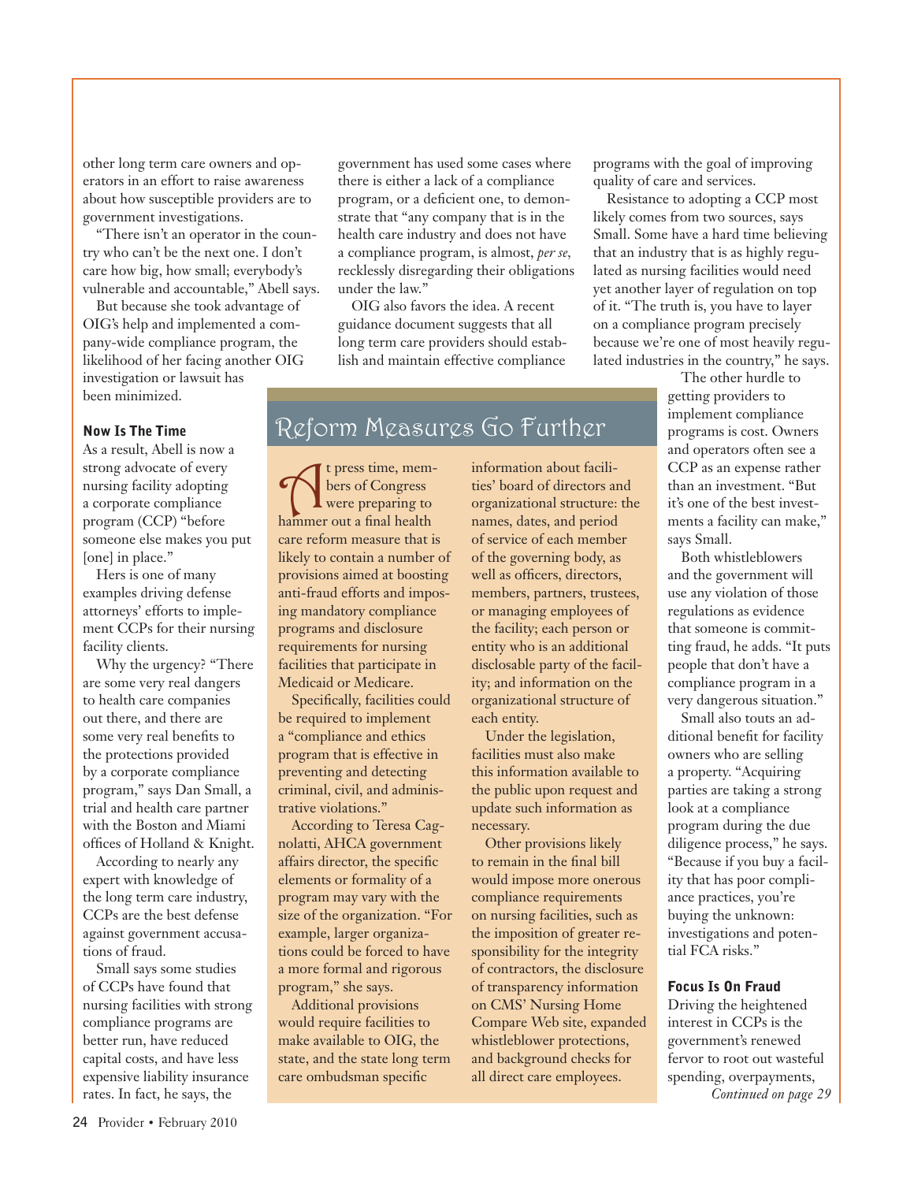other long term care owners and operators in an effort to raise awareness about how susceptible providers are to government investigations.

"There isn't an operator in the country who can't be the next one. I don't care how big, how small; everybody's vulnerable and accountable," Abell says.

But because she took advantage of OIG's help and implemented a company-wide compliance program, the likelihood of her facing another OIG investigation or lawsuit has been minimized.

### Now Is The Time

As a result, Abell is now a strong advocate of every nursing facility adopting a corporate compliance program (CCP) "before someone else makes you put [one] in place."

Hers is one of many examples driving defense attorneys' efforts to implement CCPs for their nursing facility clients.

Why the urgency? "There are some very real dangers to health care companies out there, and there are some very real benefits to the protections provided by a corporate compliance program," says Dan Small, a trial and health care partner with the Boston and Miami offices of Holland & Knight.

According to nearly any expert with knowledge of the long term care industry, CCPs are the best defense against government accusations of fraud.

Small says some studies of CCPs have found that nursing facilities with strong compliance programs are better run, have reduced capital costs, and have less expensive liability insurance rates. In fact, he says, the government has used some cases where there is either a lack of a compliance program, or a deficient one, to demonstrate that "any company that is in the health care industry and does not have a compliance program, is almost, *per se*, recklessly disregarding their obligations under the law."

OIG also favors the idea. A recent guidance document suggests that all long term care providers should establish and maintain effective compliance programs with the goal of improving quality of care and services.

Resistance to adopting a CCP most likely comes from two sources, says Small. Some have a hard time believing that an industry that is as highly regulated as nursing facilities would need yet another layer of regulation on top of it. "The truth is, you have to layer on a compliance program precisely because we're one of most heavily regulated industries in the country," he says.

The other hurdle to getting providers to implement compliance programs is cost. Owners and operators often see a CCP as an expense rather than an investment. "But it's one of the best investments a facility can make," says Small.

Both whistleblowers and the government will use any violation of those regulations as evidence that someone is committing fraud, he adds. "It puts people that don't have a compliance program in a very dangerous situation."

Small also touts an additional benefit for facility owners who are selling a property. "Acquiring parties are taking a strong look at a compliance program during the due diligence process," he says. "Because if you buy a facility that has poor compliance practices, you're buying the unknown: investigations and potential FCA risks."

### Focus Is On Fraud

Driving the heightened interest in CCPs is the government's renewed fervor to root out wasteful spending, overpayments,

*Continued on page 29*

## Reform Measures Go Further

At press time, members of Congress were preparing to hammer out a final health care reform measure that is likely to contain a number of provisions aimed at boosting anti-fraud efforts and imposing mandatory compliance programs and disclosure requirements for nursing facilities that participate in Medicaid or Medicare.

Specifically, facilities could be required to implement a "compliance and ethics program that is effective in preventing and detecting criminal, civil, and administrative violations."

According to Teresa Cagnolatti, AHCA government affairs director, the specific elements or formality of a program may vary with the size of the organization. "For example, larger organizations could be forced to have a more formal and rigorous program," she says.

Additional provisions would require facilities to make available to OIG, the state, and the state long term care ombudsman specific information about facilities' board of directors and organizational structure: the names, dates, and period of service of each member of the governing body, as well as officers, directors, members, partners, trustees, or managing employees of the facility; each person or entity who is an additional disclosable party of the facility; and information on the organizational structure of each entity.

Under the legislation, facilities must also make this information available to the public upon request and update such information as necessary.

Other provisions likely to remain in the final bill would impose more onerous compliance requirements on nursing facilities, such as the imposition of greater responsibility for the integrity of contractors, the disclosure of transparency information on CMS' Nursing Home Compare Web site, expanded whistleblower protections, and background checks for all direct care employees.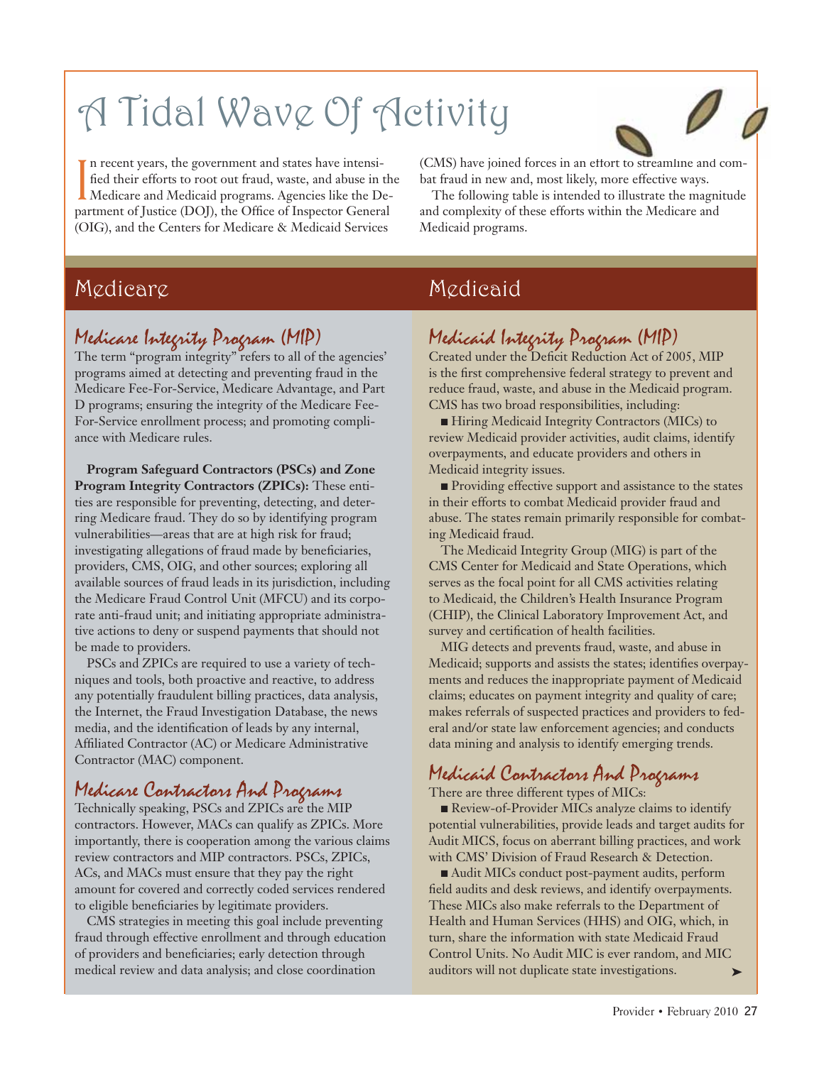# A Tidal Wave Of Activity

In recent years, the government and states have intensified their efforts to root out fraud, waste, and abuse in the Medicare and Medicaid programs. Agencies like the Department of Justice (DOJ), the Office of Inspector General (OIG), and the Centers for Medicare & Medicaid Services (CMS) have joined forces in an effort to streamline and combat fraud in new and, most likely, more effective ways.

The following table is intended to illustrate the magnitude and complexity of these efforts within the Medicare and Medicaid programs.

## Medicare

### Medicare Integrity Program (MIP)

The term "program integrity" refers to all of the agencies' programs aimed at detecting and preventing fraud in the Medicare Fee-For-Service, Medicare Advantage, and Part D programs; ensuring the integrity of the Medicare Fee-For-Service enrollment process; and promoting compliance with Medicare rules.

**Program Safeguard Contractors (PSCs) and Zone Program Integrity Contractors (ZPICs):** These entities are responsible for preventing, detecting, and deterring Medicare fraud. They do so by identifying program vulnerabilities—areas that are at high risk for fraud; investigating allegations of fraud made by beneficiaries, providers, CMS, OIG, and other sources; exploring all available sources of fraud leads in its jurisdiction, including the Medicare Fraud Control Unit (MFCU) and its corporate anti-fraud unit; and initiating appropriate administrative actions to deny or suspend payments that should not be made to providers.

PSCs and ZPICs are required to use a variety of techniques and tools, both proactive and reactive, to address any potentially fraudulent billing practices, data analysis, the Internet, the Fraud Investigation Database, the news media, and the identification of leads by any internal, Affiliated Contractor (AC) or Medicare Administrative Contractor (MAC) component.

### Medicare Contractors And Programs

Technically speaking, PSCs and ZPICs are the MIP contractors. However, MACs can qualify as ZPICs. More importantly, there is cooperation among the various claims review contractors and MIP contractors. PSCs, ZPICs, ACs, and MACs must ensure that they pay the right amount for covered and correctly coded services rendered to eligible beneficiaries by legitimate providers.

CMS strategies in meeting this goal include preventing fraud through effective enrollment and through education of providers and beneficiaries; early detection through medical review and data analysis; and close coordination

## Medicaid

### Medicaid Integrity Program (MIP)

Created under the Deficit Reduction Act of 2005, MIP is the first comprehensive federal strategy to prevent and reduce fraud, waste, and abuse in the Medicaid program. CMS has two broad responsibilities, including:

- Hiring Medicaid Integrity Contractors (MICs) to review Medicaid provider activities, audit claims, identify overpayments, and educate providers and others in Medicaid integrity issues.
- Providing effective support and assistance to the states in their efforts to combat Medicaid provider fraud and abuse. The states remain primarily responsible for combating Medicaid fraud.

The Medicaid Integrity Group (MIG) is part of the CMS Center for Medicaid and State Operations, which serves as the focal point for all CMS activities relating to Medicaid, the Children's Health Insurance Program (CHIP), the Clinical Laboratory Improvement Act, and survey and certification of health facilities.

MIG detects and prevents fraud, waste, and abuse in Medicaid; supports and assists the states; identifies overpayments and reduces the inappropriate payment of Medicaid claims; educates on payment integrity and quality of care; makes referrals of suspected practices and providers to federal and/or state law enforcement agencies; and conducts data mining and analysis to identify emerging trends.

### Medicaid Contractors And Programs

There are three different types of MICs:

- Review-of-Provider MICs analyze claims to identify potential vulnerabilities, provide leads and target audits for Audit MICS, focus on aberrant billing practices, and work with CMS' Division of Fraud Research & Detection.
- Audit MICs conduct post-payment audits, perform field audits and desk reviews, and identify overpayments. These MICs also make referrals to the Department of Health and Human Services (HHS) and OIG, which, in turn, share the information with state Medicaid Fraud Control Units. No Audit MIC is ever random, and MIC auditors will not duplicate state investigations.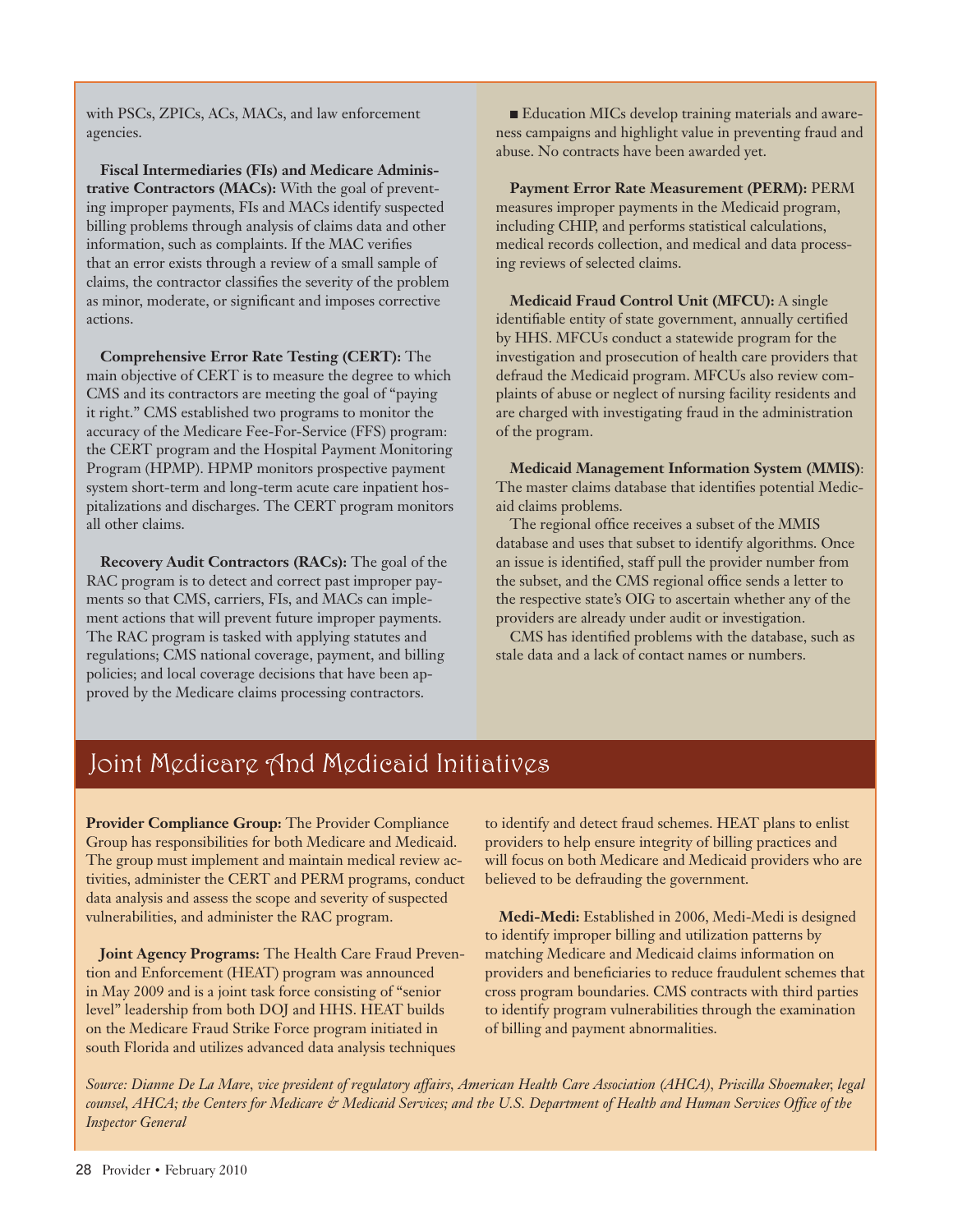with PSCs, ZPICs, ACs, MACs, and law enforcement agencies.

**Fiscal Intermediaries (FIs) and Medicare Administrative Contractors (MACs):** With the goal of preventing improper payments, FIs and MACs identify suspected billing problems through analysis of claims data and other information, such as complaints. If the MAC verifies that an error exists through a review of a small sample of claims, the contractor classifies the severity of the problem as minor, moderate, or significant and imposes corrective actions.

**Comprehensive Error Rate Testing (CERT):** The main objective of CERT is to measure the degree to which CMS and its contractors are meeting the goal of "paying it right." CMS established two programs to monitor the accuracy of the Medicare Fee-For-Service (FFS) program: the CERT program and the Hospital Payment Monitoring Program (HPMP). HPMP monitors prospective payment system short-term and long-term acute care inpatient hospitalizations and discharges. The CERT program monitors all other claims.

**Recovery Audit Contractors (RACs):** The goal of the RAC program is to detect and correct past improper payments so that CMS, carriers, FIs, and MACs can implement actions that will prevent future improper payments. The RAC program is tasked with applying statutes and regulations; CMS national coverage, payment, and billing policies; and local coverage decisions that have been approved by the Medicare claims processing contractors.

■ Education MICs develop training materials and awareness campaigns and highlight value in preventing fraud and abuse. No contracts have been awarded yet.

**Payment Error Rate Measurement (PERM):** PERM measures improper payments in the Medicaid program, including CHIP, and performs statistical calculations, medical records collection, and medical and data processing reviews of selected claims.

**Medicaid Fraud Control Unit (MFCU):** A single identifiable entity of state government, annually certified by HHS. MFCUs conduct a statewide program for the investigation and prosecution of health care providers that defraud the Medicaid program. MFCUs also review complaints of abuse or neglect of nursing facility residents and are charged with investigating fraud in the administration of the program.

**Medicaid Management Information System (MMIS)**: The master claims database that identifies potential Medicaid claims problems.

The regional office receives a subset of the MMIS database and uses that subset to identify algorithms. Once an issue is identified, staff pull the provider number from the subset, and the CMS regional office sends a letter to the respective state's OIG to ascertain whether any of the providers are already under audit or investigation.

CMS has identified problems with the database, such as stale data and a lack of contact names or numbers.

## Joint Medicare And Medicaid Initiatives

**Provider Compliance Group:** The Provider Compliance Group has responsibilities for both Medicare and Medicaid. The group must implement and maintain medical review activities, administer the CERT and PERM programs, conduct data analysis and assess the scope and severity of suspected vulnerabilities, and administer the RAC program.

**Joint Agency Programs:** The Health Care Fraud Prevention and Enforcement (HEAT) program was announced in May 2009 and is a joint task force consisting of "senior level" leadership from both DOJ and HHS. HEAT builds on the Medicare Fraud Strike Force program initiated in south Florida and utilizes advanced data analysis techniques to identify and detect fraud schemes. HEAT plans to enlist providers to help ensure integrity of billing practices and will focus on both Medicare and Medicaid providers who are believed to be defrauding the government.

**Medi-Medi:** Established in 2006, Medi-Medi is designed to identify improper billing and utilization patterns by matching Medicare and Medicaid claims information on providers and beneficiaries to reduce fraudulent schemes that cross program boundaries. CMS contracts with third parties to identify program vulnerabilities through the examination of billing and payment abnormalities.

*Source: Dianne De La Mare, vice president of regulatory affairs, American Health Care Association (AHCA), Priscilla Shoemaker, legal counsel, AHCA; the Centers for Medicare & Medicaid Services; and the U.S. Department of Health and Human Services Office of the Inspector General*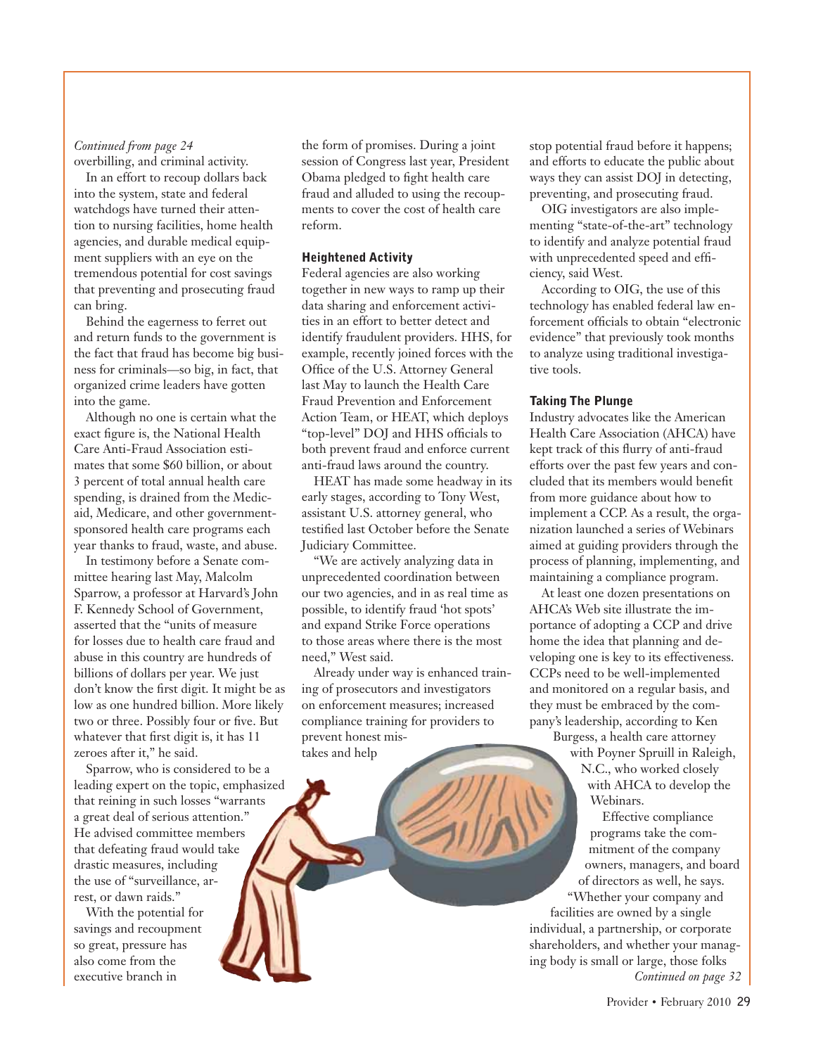*Continued from page 24*

overbilling, and criminal activity.

In an effort to recoup dollars back into the system, state and federal watchdogs have turned their attention to nursing facilities, home health agencies, and durable medical equipment suppliers with an eye on the tremendous potential for cost savings that preventing and prosecuting fraud can bring.

Behind the eagerness to ferret out and return funds to the government is the fact that fraud has become big business for criminals—so big, in fact, that organized crime leaders have gotten into the game.

Although no one is certain what the exact figure is, the National Health Care Anti-Fraud Association estimates that some $60 billion, or about 3 percent of total annual health care spending, is drained from the Medicaid, Medicare, and other government-sponsored health care programs each year thanks to fraud, waste, and abuse.

In testimony before a Senate committee hearing last May, Malcolm Sparrow, a professor at Harvard's John F. Kennedy School of Government, asserted that the "units of measure for losses due to health care fraud and abuse in this country are hundreds of billions of dollars per year. We just don't know the first digit. It might be as low as one hundred billion. More likely two or three. Possibly four or five. But whatever that first digit is, it has 11 zeroes after it," he said.

Sparrow, who is considered to be a leading expert on the topic, emphasized that reining in such losses "warrants a great deal of serious attention." He advised committee members that defeating fraud would take drastic measures, including the use of "surveillance, arrest, or dawn raids."

With the potential for savings and recoupment so great, pressure has also come from the executive branch in the form of promises. During a joint session of Congress last year, President Obama pledged to fight health care fraud and alluded to using the recoupments to cover the cost of health care reform.

### Heightened Activity

Federal agencies are also working together in new ways to ramp up their data sharing and enforcement activities in an effort to better detect and identify fraudulent providers. HHS, for example, recently joined forces with the Office of the U.S. Attorney General last May to launch the Health Care Fraud Prevention and Enforcement Action Team, or HEAT, which deploys "top-level" DOJ and HHS officials to both prevent fraud and enforce current anti-fraud laws around the country.

HEAT has made some headway in its early stages, according to Tony West, assistant U.S. attorney general, who testified last October before the Senate Judiciary Committee.

"We are actively analyzing data in unprecedented coordination between our two agencies, and in as real time as possible, to identify fraud 'hot spots' and expand Strike Force operations to those areas where there is the most need," West said.

Already under way is enhanced training of prosecutors and investigators on enforcement measures; increased compliance training for providers to prevent honest mistakes and help stop potential fraud before it happens; and efforts to educate the public about ways they can assist DOJ in detecting, preventing, and prosecuting fraud.

OIG investigators are also implementing "state-of-the-art" technology to identify and analyze potential fraud with unprecedented speed and efficiency, said West.

According to OIG, the use of this technology has enabled federal law enforcement officials to obtain "electronic evidence" that previously took months to analyze using traditional investigative tools.

### Taking The Plunge

Industry advocates like the American Health Care Association (AHCA) have kept track of this flurry of anti-fraud efforts over the past few years and concluded that its members would benefit from more guidance about how to implement a CCP. As a result, the organization launched a series of Webinars aimed at guiding providers through the process of planning, implementing, and maintaining a compliance program.

At least one dozen presentations on AHCA's Web site illustrate the importance of adopting a CCP and drive home the idea that planning and developing one is key to its effectiveness. CCPs need to be well-implemented and monitored on a regular basis, and they must be embraced by the company's leadership, according to Ken Burgess, a health care attorney with Poyner Spruill in Raleigh, N.C., who worked closely with AHCA to develop the Webinars.

Effective compliance programs take the commitment of the company owners, managers, and board of directors as well, he says. "Whether your company and facilities are owned by a single individual, a partnership, or corporate shareholders, and whether your managing body is small or large, those folks

*Continued on page 32*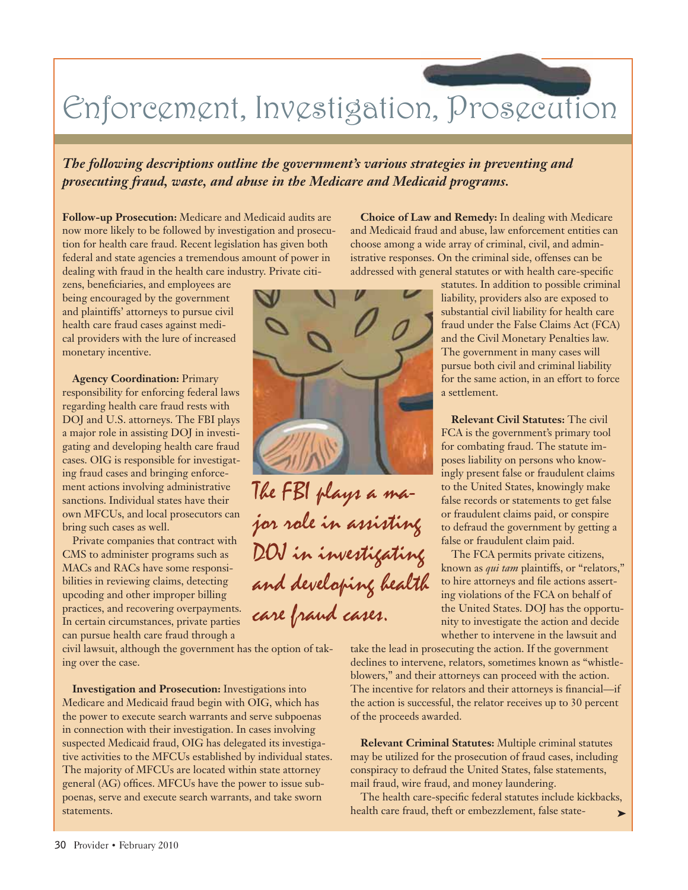# Enforcement, Investigation, Prosecution

***The following descriptions outline the government's various strategies in preventing and prosecuting fraud, waste, and abuse in the Medicare and Medicaid programs.***

**Follow-up Prosecution:** Medicare and Medicaid audits are now more likely to be followed by investigation and prosecution for health care fraud. Recent legislation has given both federal and state agencies a tremendous amount of power in dealing with fraud in the health care industry. Private citizens, beneficiaries, and employees are being encouraged by the government and plaintiffs' attorneys to pursue civil health care fraud cases against medical providers with the lure of increased monetary incentive.

**Agency Coordination:** Primary responsibility for enforcing federal laws regarding health care fraud rests with DOJ and U.S. attorneys. The FBI plays a major role in assisting DOJ in investigating and developing health care fraud cases. OIG is responsible for investigating fraud cases and bringing enforcement actions involving administrative sanctions. Individual states have their own MFCUs, and local prosecutors can bring such cases as well.

Private companies that contract with CMS to administer programs such as MACs and RACs have some responsibilities in reviewing claims, detecting upcoding and other improper billing practices, and recovering overpayments. In certain circumstances, private parties can pursue health care fraud through a civil lawsuit, although the government has the option of taking over the case.

**Investigation and Prosecution:** Investigations into Medicare and Medicaid fraud begin with OIG, which has the power to execute search warrants and serve subpoenas in connection with their investigation. In cases involving suspected Medicaid fraud, OIG has delegated its investigative activities to the MFCUs established by individual states. The majority of MFCUs are located within state attorney general (AG) offices. MFCUs have the power to issue subpoenas, serve and execute search warrants, and take sworn statements.

The FBI plays a major role in assisting DOJ in investigating and developing health care fraud cases.

**Choice of Law and Remedy:** In dealing with Medicare and Medicaid fraud and abuse, law enforcement entities can choose among a wide array of criminal, civil, and administrative responses. On the criminal side, offenses can be addressed with general statutes or with health care-specific statutes. In addition to possible criminal liability, providers also are exposed to substantial civil liability for health care fraud under the False Claims Act (FCA) and the Civil Monetary Penalties law. The government in many cases will pursue both civil and criminal liability for the same action, in an effort to force a settlement.

**Relevant Civil Statutes:** The civil FCA is the government's primary tool for combating fraud. The statute imposes liability on persons who knowingly present false or fraudulent claims to the United States, knowingly make false records or statements to get false or fraudulent claims paid, or conspire to defraud the government by getting a false or fraudulent claim paid.

The FCA permits private citizens, known as *qui tam* plaintiffs, or "relators," to hire attorneys and file actions asserting violations of the FCA on behalf of the United States. DOJ has the opportunity to investigate the action and decide whether to intervene in the lawsuit and take the lead in prosecuting the action. If the government declines to intervene, relators, sometimes known as "whistleblowers," and their attorneys can proceed with the action. The incentive for relators and their attorneys is financial—if the action is successful, the relator receives up to 30 percent of the proceeds awarded.

**Relevant Criminal Statutes:** Multiple criminal statutes may be utilized for the prosecution of fraud cases, including conspiracy to defraud the United States, false statements, mail fraud, wire fraud, and money laundering.

The health care-specific federal statutes include kickbacks, health care fraud, theft or embezzlement, false state-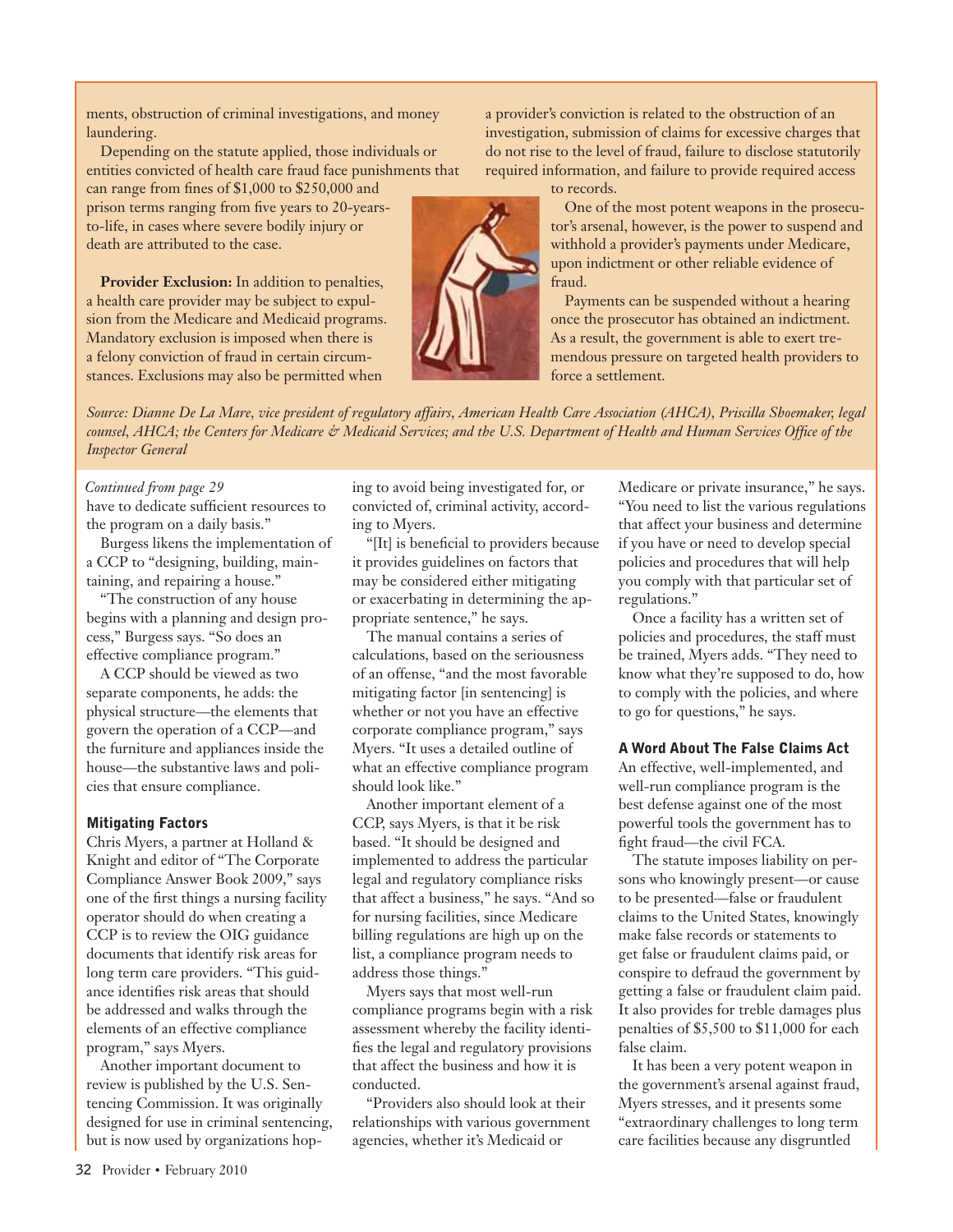ments, obstruction of criminal investigations, and money laundering.

Depending on the statute applied, those individuals or entities convicted of health care fraud face punishments that can range from fines of $1,000 to $250,000 and prison terms ranging from five years to 20-years-to-life, in cases where severe bodily injury or death are attributed to the case.

**Provider Exclusion:** In addition to penalties, a health care provider may be subject to expulsion from the Medicare and Medicaid programs. Mandatory exclusion is imposed when there is a felony conviction of fraud in certain circumstances. Exclusions may also be permitted when a provider's conviction is related to the obstruction of an investigation, submission of claims for excessive charges that do not rise to the level of fraud, failure to disclose statutorily required information, and failure to provide required access to records.

One of the most potent weapons in the prosecutor's arsenal, however, is the power to suspend and withhold a provider's payments under Medicare, upon indictment or other reliable evidence of fraud.

Payments can be suspended without a hearing once the prosecutor has obtained an indictment. As a result, the government is able to exert tremendous pressure on targeted health providers to force a settlement.

*Source: Dianne De La Mare, vice president of regulatory affairs, American Health Care Association (AHCA), Priscilla Shoemaker, legal counsel, AHCA; the Centers for Medicare & Medicaid Services; and the U.S. Department of Health and Human Services Office of the Inspector General*

*Continued from page 29*

have to dedicate sufficient resources to the program on a daily basis."

Burgess likens the implementation of a CCP to "designing, building, maintaining, and repairing a house."

"The construction of any house begins with a planning and design process," Burgess says. "So does an effective compliance program."

A CCP should be viewed as two separate components, he adds: the physical structure—the elements that govern the operation of a CCP—and the furniture and appliances inside the house—the substantive laws and policies that ensure compliance.

### Mitigating Factors

Chris Myers, a partner at Holland & Knight and editor of "The Corporate Compliance Answer Book 2009," says one of the first things a nursing facility operator should do when creating a CCP is to review the OIG guidance documents that identify risk areas for long term care providers. "This guidance identifies risk areas that should be addressed and walks through the elements of an effective compliance program," says Myers.

Another important document to review is published by the U.S. Sentencing Commission. It was originally designed for use in criminal sentencing, but is now used by organizations hoping to avoid being investigated for, or convicted of, criminal activity, according to Myers.

"[It] is beneficial to providers because it provides guidelines on factors that may be considered either mitigating or exacerbating in determining the appropriate sentence," he says.

The manual contains a series of calculations, based on the seriousness of an offense, "and the most favorable mitigating factor [in sentencing] is whether or not you have an effective corporate compliance program," says Myers. "It uses a detailed outline of what an effective compliance program should look like."

Another important element of a CCP, says Myers, is that it be risk based. "It should be designed and implemented to address the particular legal and regulatory compliance risks that affect a business," he says. "And so for nursing facilities, since Medicare billing regulations are high up on the list, a compliance program needs to address those things."

Myers says that most well-run compliance programs begin with a risk assessment whereby the facility identifies the legal and regulatory provisions that affect the business and how it is conducted.

"Providers also should look at their relationships with various government agencies, whether it's Medicaid or Medicare or private insurance," he says. "You need to list the various regulations that affect your business and determine if you have or need to develop special policies and procedures that will help you comply with that particular set of regulations."

Once a facility has a written set of policies and procedures, the staff must be trained, Myers adds. "They need to know what they're supposed to do, how to comply with the policies, and where to go for questions," he says.

### A Word About The False Claims Act

An effective, well-implemented, and well-run compliance program is the best defense against one of the most powerful tools the government has to fight fraud—the civil FCA.

The statute imposes liability on persons who knowingly present—or cause to be presented—false or fraudulent claims to the United States, knowingly make false records or statements to get false or fraudulent claims paid, or conspire to defraud the government by getting a false or fraudulent claim paid. It also provides for treble damages plus penalties of $5,500 to $11,000 for each false claim.

It has been a very potent weapon in the government's arsenal against fraud, Myers stresses, and it presents some "extraordinary challenges to long term care facilities because any disgruntled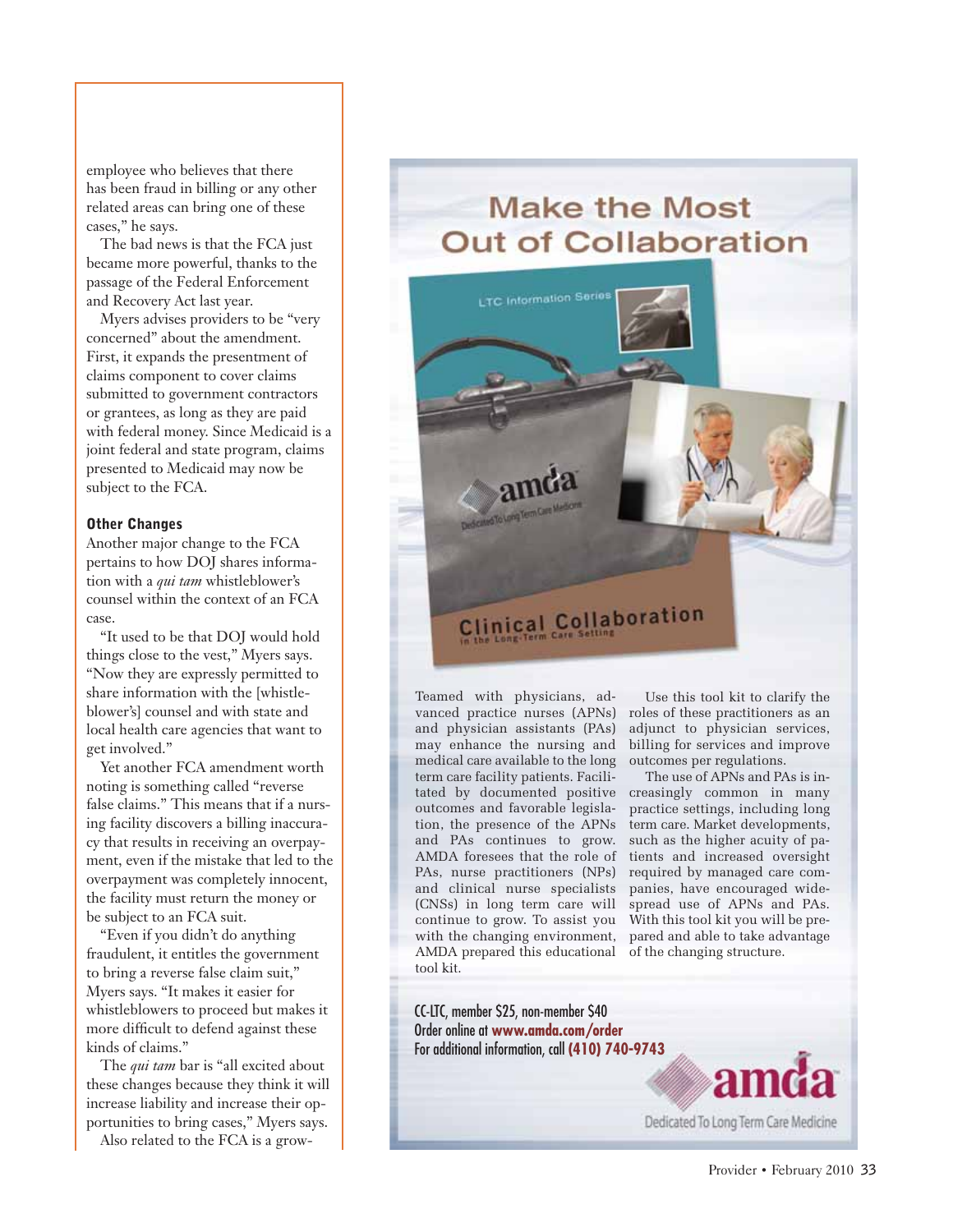employee who believes that there has been fraud in billing or any other related areas can bring one of these cases," he says.

The bad news is that the FCA just became more powerful, thanks to the passage of the Federal Enforcement and Recovery Act last year.

Myers advises providers to be "very concerned" about the amendment. First, it expands the presentment of claims component to cover claims submitted to government contractors or grantees, as long as they are paid with federal money. Since Medicaid is a joint federal and state program, claims presented to Medicaid may now be subject to the FCA.

### Other Changes

Another major change to the FCA pertains to how DOJ shares information with a *qui tam* whistleblower's counsel within the context of an FCA case.

"It used to be that DOJ would hold things close to the vest," Myers says. "Now they are expressly permitted to share information with the [whistleblower's] counsel and with state and local health care agencies that want to get involved."

Yet another FCA amendment worth noting is something called "reverse false claims." This means that if a nursing facility discovers a billing inaccuracy that results in receiving an overpayment, even if the mistake that led to the overpayment was completely innocent, the facility must return the money or be subject to an FCA suit.

"Even if you didn't do anything fraudulent, it entitles the government to bring a reverse false claim suit," Myers says. "It makes it easier for whistleblowers to proceed but makes it more difficult to defend against these kinds of claims."

The *qui tam* bar is "all excited about these changes because they think it will increase liability and increase their opportunities to bring cases," Myers says.

Also related to the FCA is a grow-

## Make the Most Out of Collaboration

LTC Information Series

amda Dedicated To Long Term Care Medicine

Clinical Collaboration in the Long-Term Care Setting

Teamed with physicians, advanced practice nurses (APNs) and physician assistants (PAs) may enhance the nursing and medical care available to the long term care facility patients. Facilitated by documented positive outcomes and favorable legislation, the presence of the APNs and PAs continues to grow. AMDA foresees that the role of PAs, nurse practitioners (NPs) and clinical nurse specialists (CNSs) in long term care will continue to grow. To assist you with the changing environment, AMDA prepared this educational tool kit.

Use this tool kit to clarify the roles of these practitioners as an adjunct to physician services, billing for services and improve outcomes per regulations.

The use of APNs and PAs is increasingly common in many practice settings, including long term care. Market developments, such as the higher acuity of patients and increased oversight required by managed care companies, have encouraged widespread use of APNs and PAs. With this tool kit you will be prepared and able to take advantage of the changing structure.

CC-LTC, member $25, non-member $40
Order online at **www.amda.com/order**
For additional information, call **(410) 740-9743**

amda Dedicated To Long Term Care Medicine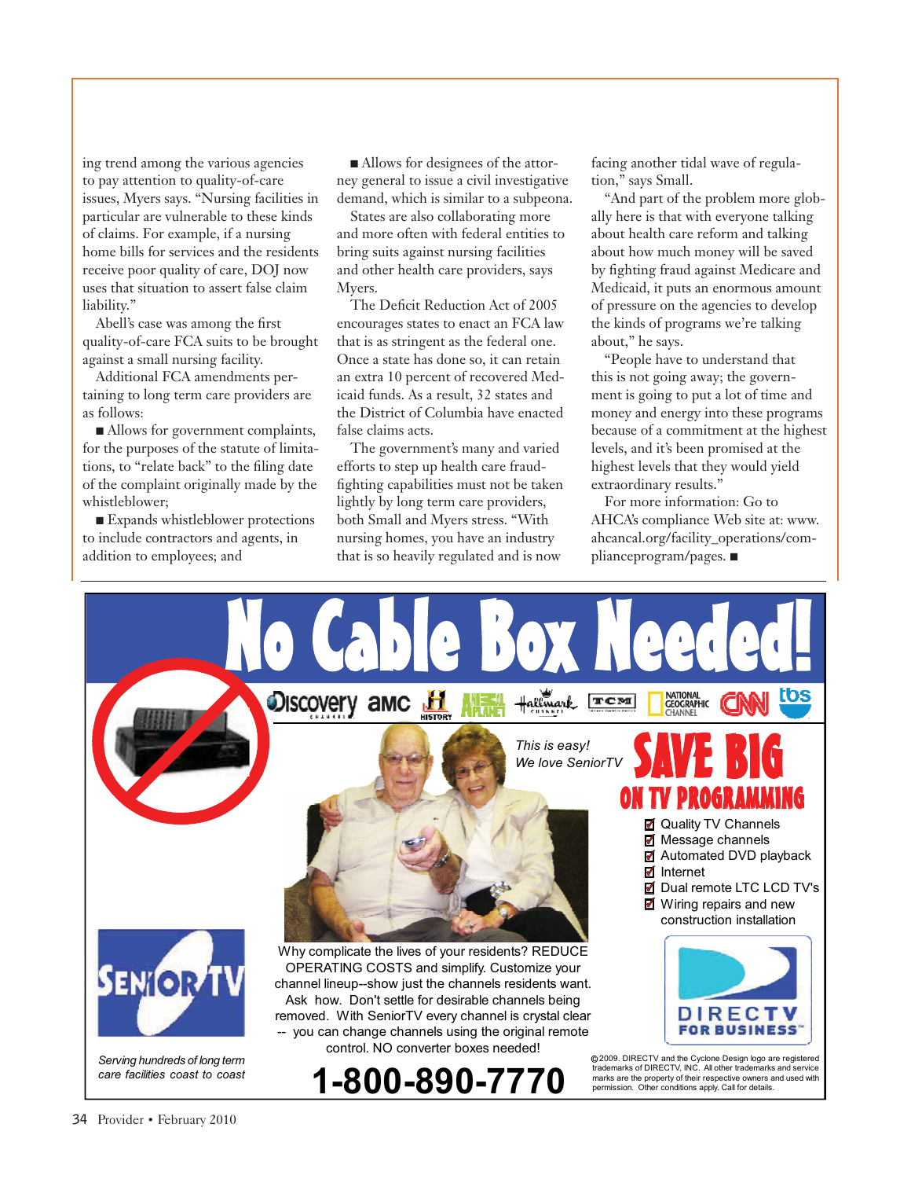ing trend among the various agencies to pay attention to quality-of-care issues, Myers says. "Nursing facilities in particular are vulnerable to these kinds of claims. For example, if a nursing home bills for services and the residents receive poor quality of care, DOJ now uses that situation to assert false claim liability."

Abell's case was among the first quality-of-care FCA suits to be brought against a small nursing facility.

Additional FCA amendments pertaining to long term care providers are as follows:

- Allows for government complaints, for the purposes of the statute of limitations, to "relate back" to the filing date of the complaint originally made by the whistleblower;
- Expands whistleblower protections to include contractors and agents, in addition to employees; and
- Allows for designees of the attorney general to issue a civil investigative demand, which is similar to a subpeona.

States are also collaborating more and more often with federal entities to bring suits against nursing facilities and other health care providers, says Myers.

The Deficit Reduction Act of 2005 encourages states to enact an FCA law that is as stringent as the federal one. Once a state has done so, it can retain an extra 10 percent of recovered Medicaid funds. As a result, 32 states and the District of Columbia have enacted false claims acts.

The government's many and varied efforts to step up health care fraud-fighting capabilities must not be taken lightly by long term care providers, both Small and Myers stress. "With nursing homes, you have an industry that is so heavily regulated and is now facing another tidal wave of regulation," says Small.

"And part of the problem more globally here is that with everyone talking about health care reform and talking about how much money will be saved by fighting fraud against Medicare and Medicaid, it puts an enormous amount of pressure on the agencies to develop the kinds of programs we're talking about," he says.

"People have to understand that this is not going away; the government is going to put a lot of time and money and energy into these programs because of a commitment at the highest levels, and it's been promised at the highest levels that they would yield extraordinary results."

For more information: Go to AHCA's compliance Web site at: www.ahcancal.org/facility_operations/complianceprogram/pages. ■

# No Cable Box Needed!

Discovery Channel · AMC · History · Animal Planet · Hallmark Channel · TCM · National Geographic Channel · CNN · TBS

*This is easy! We love SeniorTV*

## SAVE BIG ON TV PROGRAMMING

- Quality TV Channels
- Message channels
- Automated DVD playback
- Internet
- Dual remote LTC LCD TV's
- Wiring repairs and new construction installation

Why complicate the lives of your residents? REDUCE OPERATING COSTS and simplify. Customize your channel lineup--show just the channels residents want. Ask how. Don't settle for desirable channels being removed. With SeniorTV every channel is crystal clear -- you can change channels using the original remote control. NO converter boxes needed!

SENIORTV

*Serving hundreds of long term care facilities coast to coast*

**1-800-890-7770**

DIRECTV FOR BUSINESS

©2009. DIRECTV and the Cyclone Design logo are registered trademarks of DIRECTV, INC. All other trademarks and service marks are the property of their respective owners and used with permission. Other conditions apply. Call for details.